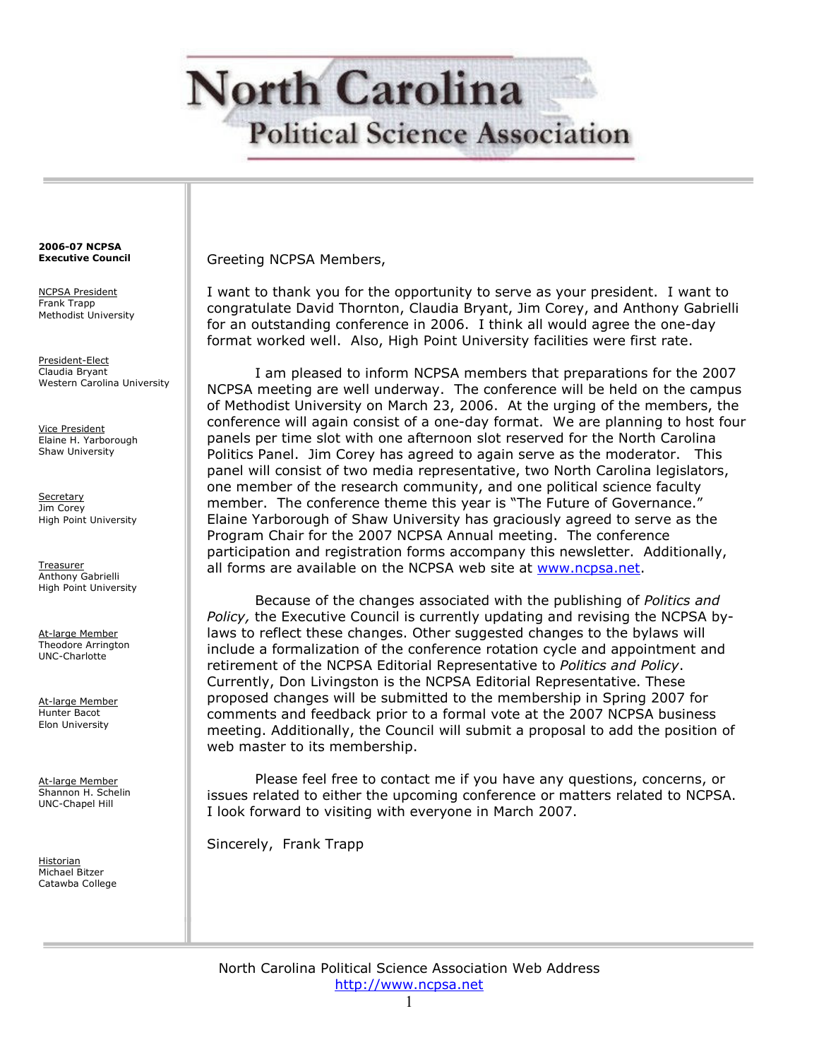# North Carolina Political Science Association

**2006-07 NCPSA Executive Council**

NCPSA President
Frank Trapp
Methodist University

President-Elect
Claudia Bryant
Western Carolina University

Vice President
Elaine H. Yarborough
Shaw University

Secretary
Jim Corey
High Point University

Treasurer
Anthony Gabrielli
High Point University

At-large Member
Theodore Arrington
UNC-Charlotte

At-large Member
Hunter Bacot
Elon University

At-large Member
Shannon H. Schelin
UNC-Chapel Hill

Historian
Michael Bitzer
Catawba College

Greeting NCPSA Members,

I want to thank you for the opportunity to serve as your president. I want to congratulate David Thornton, Claudia Bryant, Jim Corey, and Anthony Gabrielli for an outstanding conference in 2006. I think all would agree the one-day format worked well. Also, High Point University facilities were first rate.

I am pleased to inform NCPSA members that preparations for the 2007 NCPSA meeting are well underway. The conference will be held on the campus of Methodist University on March 23, 2006. At the urging of the members, the conference will again consist of a one-day format. We are planning to host four panels per time slot with one afternoon slot reserved for the North Carolina Politics Panel. Jim Corey has agreed to again serve as the moderator. This panel will consist of two media representative, two North Carolina legislators, one member of the research community, and one political science faculty member. The conference theme this year is "The Future of Governance." Elaine Yarborough of Shaw University has graciously agreed to serve as the Program Chair for the 2007 NCPSA Annual meeting. The conference participation and registration forms accompany this newsletter. Additionally, all forms are available on the NCPSA web site at www.ncpsa.net.

Because of the changes associated with the publishing of *Politics and Policy,* the Executive Council is currently updating and revising the NCPSA by-laws to reflect these changes. Other suggested changes to the bylaws will include a formalization of the conference rotation cycle and appointment and retirement of the NCPSA Editorial Representative to *Politics and Policy*. Currently, Don Livingston is the NCPSA Editorial Representative. These proposed changes will be submitted to the membership in Spring 2007 for comments and feedback prior to a formal vote at the 2007 NCPSA business meeting. Additionally, the Council will submit a proposal to add the position of web master to its membership.

Please feel free to contact me if you have any questions, concerns, or issues related to either the upcoming conference or matters related to NCPSA. I look forward to visiting with everyone in March 2007.

Sincerely, Frank Trapp

North Carolina Political Science Association Web Address
http://www.ncpsa.net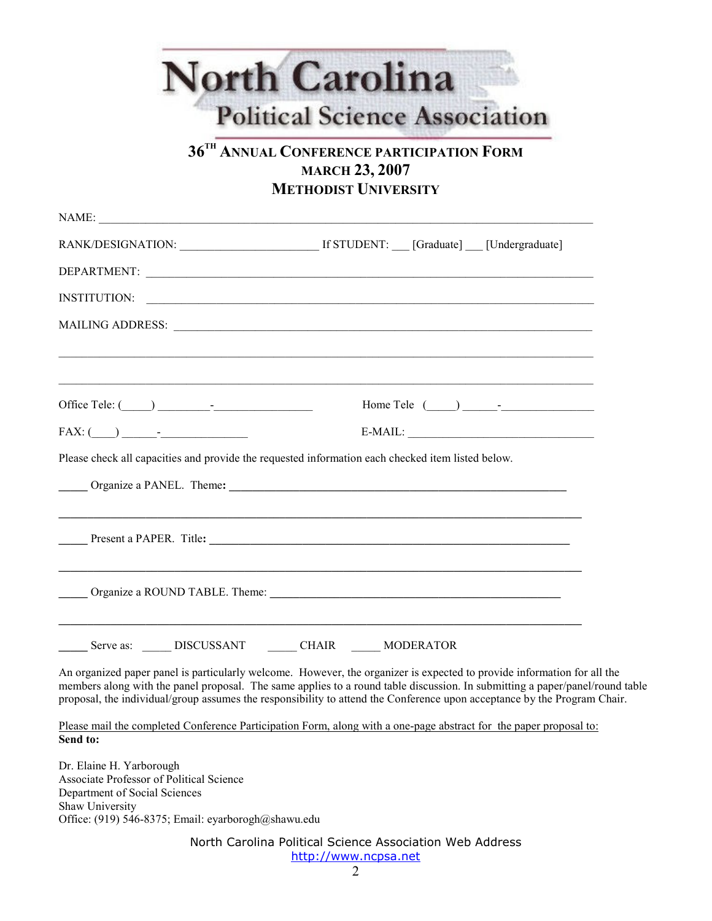# North Carolina Political Science Association

## 36TH ANNUAL CONFERENCE PARTICIPATION FORM
## MARCH 23, 2007
## METHODIST UNIVERSITY

NAME: ______________________________________________________________________________

RANK/DESIGNATION: ______________________ If STUDENT: ___ [Graduate] ___ [Undergraduate]

DEPARTMENT: _________________________________________________________________________

INSTITUTION: _________________________________________________________________________

MAILING ADDRESS: _____________________________________________________________________

_____________________________________________________________________________________

_____________________________________________________________________________________

Office Tele: (_____) _________-________________ Home Tele (_____) ______-_______________

FAX: (____) ______-_______________ E-MAIL: ________________________________

Please check all capacities and provide the requested information each checked item listed below.

_____ Organize a PANEL. Theme**:** ______________________________________________________

_____________________________________________________________________________________

_____ Present a PAPER. Title**:** ________________________________________________________

_____________________________________________________________________________________

_____ Organize a ROUND TABLE. Theme: ____________________________________________

_____________________________________________________________________________________

_____ Serve as: _____ DISCUSSANT _____ CHAIR _____ MODERATOR

An organized paper panel is particularly welcome. However, the organizer is expected to provide information for all the members along with the panel proposal. The same applies to a round table discussion. In submitting a paper/panel/round table proposal, the individual/group assumes the responsibility to attend the Conference upon acceptance by the Program Chair.

<u>Please mail the completed Conference Participation Form, along with a one-page abstract for the paper proposal to:</u>

**Send to:**

Dr. Elaine H. Yarborough
Associate Professor of Political Science
Department of Social Sciences
Shaw University
Office: (919) 546-8375; Email: eyarborogh@shawu.edu

North Carolina Political Science Association Web Address
http://www.ncpsa.net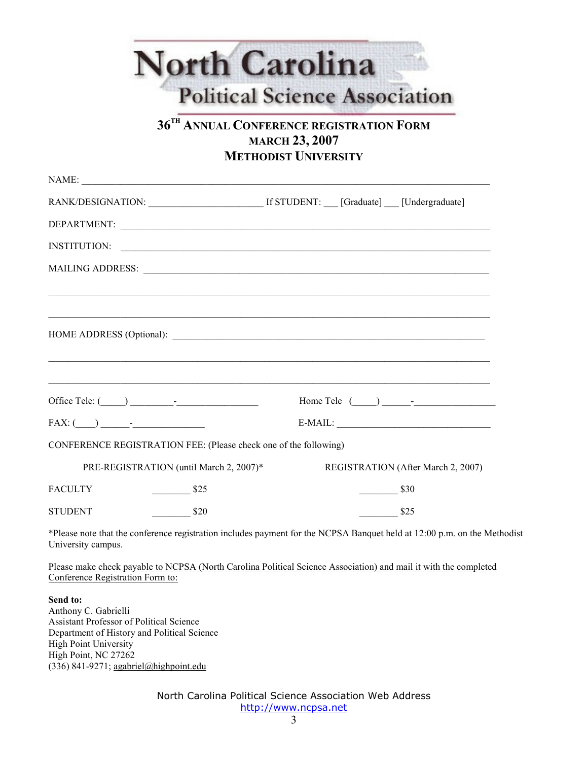# North Carolina Political Science Association

## 36TH ANNUAL CONFERENCE REGISTRATION FORM
## MARCH 23, 2007
## METHODIST UNIVERSITY

NAME: ______________________________________________________________________________

RANK/DESIGNATION: ______________________ If STUDENT: ___ [Graduate] ___ [Undergraduate]

DEPARTMENT: ________________________________________________________________________

INSTITUTION: ________________________________________________________________________

MAILING ADDRESS: ____________________________________________________________________

_____________________________________________________________________________________

_____________________________________________________________________________________

HOME ADDRESS (Optional): _____________________________________________________________

_____________________________________________________________________________________

_____________________________________________________________________________________

Office Tele: (_____) _________-________________     Home Tele (_____) ______-________________

FAX: (____) ______-______________     E-MAIL: _______________________________

CONFERENCE REGISTRATION FEE: (Please check one of the following)

| | PRE-REGISTRATION (until March 2, 2007)* | REGISTRATION (After March 2, 2007) |
|---|---|---|
| FACULTY | ________ $25 | ________ $30 |
| STUDENT | ________ $20 | ________ $25 |

*Please note that the conference registration includes payment for the NCPSA Banquet held at 12:00 p.m. on the Methodist University campus.

Please make check payable to NCPSA (North Carolina Political Science Association) and mail it with the completed Conference Registration Form to:

**Send to:**
Anthony C. Gabrielli
Assistant Professor of Political Science
Department of History and Political Science
High Point University
High Point, NC 27262
(336) 841-9271; agabriel@highpoint.edu

North Carolina Political Science Association Web Address
http://www.ncpsa.net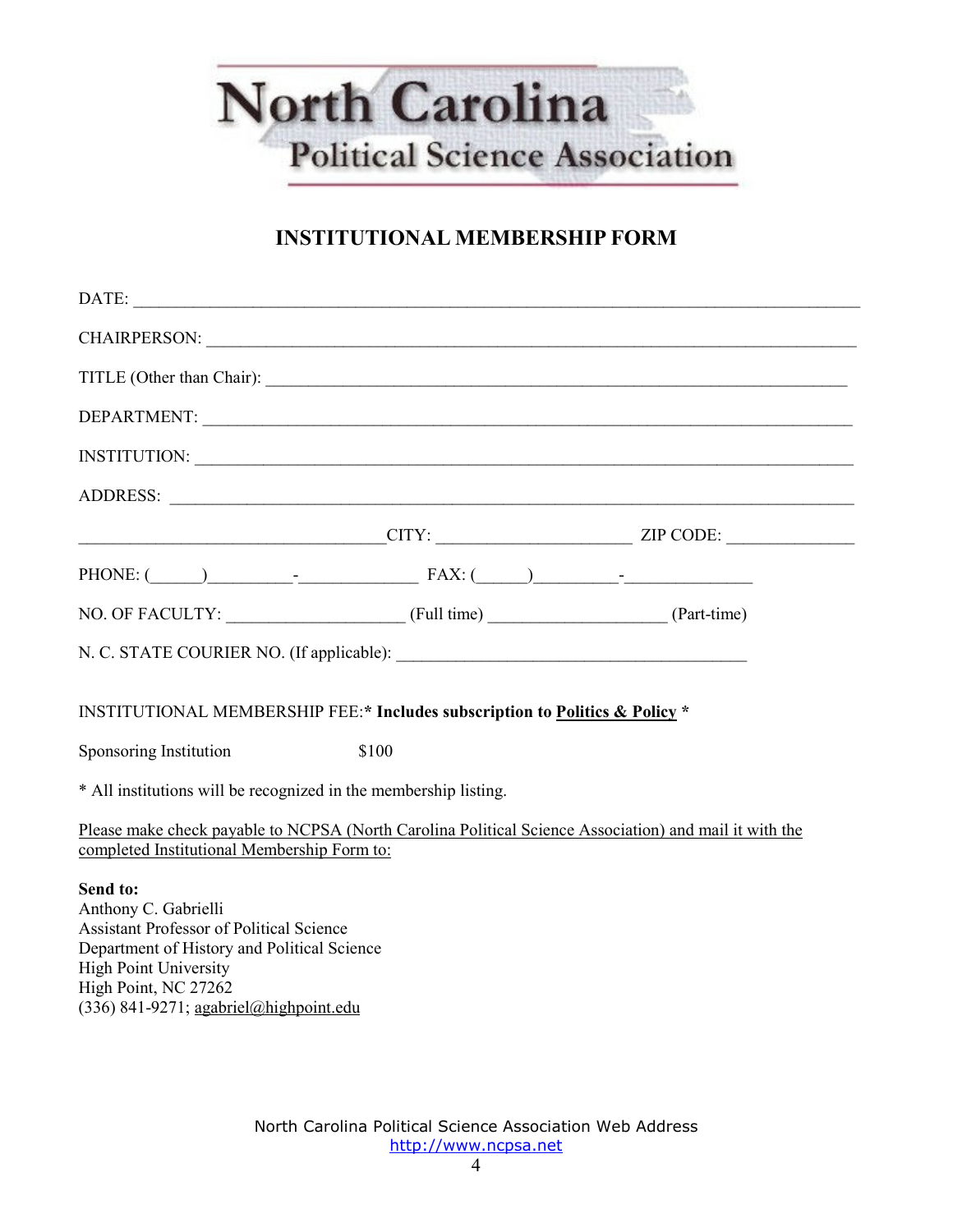# North Carolina
## Political Science Association

## INSTITUTIONAL MEMBERSHIP FORM

DATE: ________________________________________________________________________________

CHAIRPERSON: __________________________________________________________________________

TITLE (Other than Chair): _______________________________________________________________

DEPARTMENT: ___________________________________________________________________________

INSTITUTION: ___________________________________________________________________________

ADDRESS: ______________________________________________________________________________

_________________________________CITY: _____________________ ZIP CODE: ______________

PHONE: (______)__________-______________ FAX: (______)__________-_______________

NO. OF FACULTY: ____________________ (Full time) ____________________ (Part-time)

N. C. STATE COURIER NO. (If applicable): _________________________________________

INSTITUTIONAL MEMBERSHIP FEE:* **Includes subscription to *Politics & Policy* ***

Sponsoring Institution $100

* All institutions will be recognized in the membership listing.

Please make check payable to NCPSA (North Carolina Political Science Association) and mail it with the completed Institutional Membership Form to:

**Send to:**
Anthony C. Gabrielli
Assistant Professor of Political Science
Department of History and Political Science
High Point University
High Point, NC 27262
(336) 841-9271; agabriel@highpoint.edu

North Carolina Political Science Association Web Address
http://www.ncpsa.net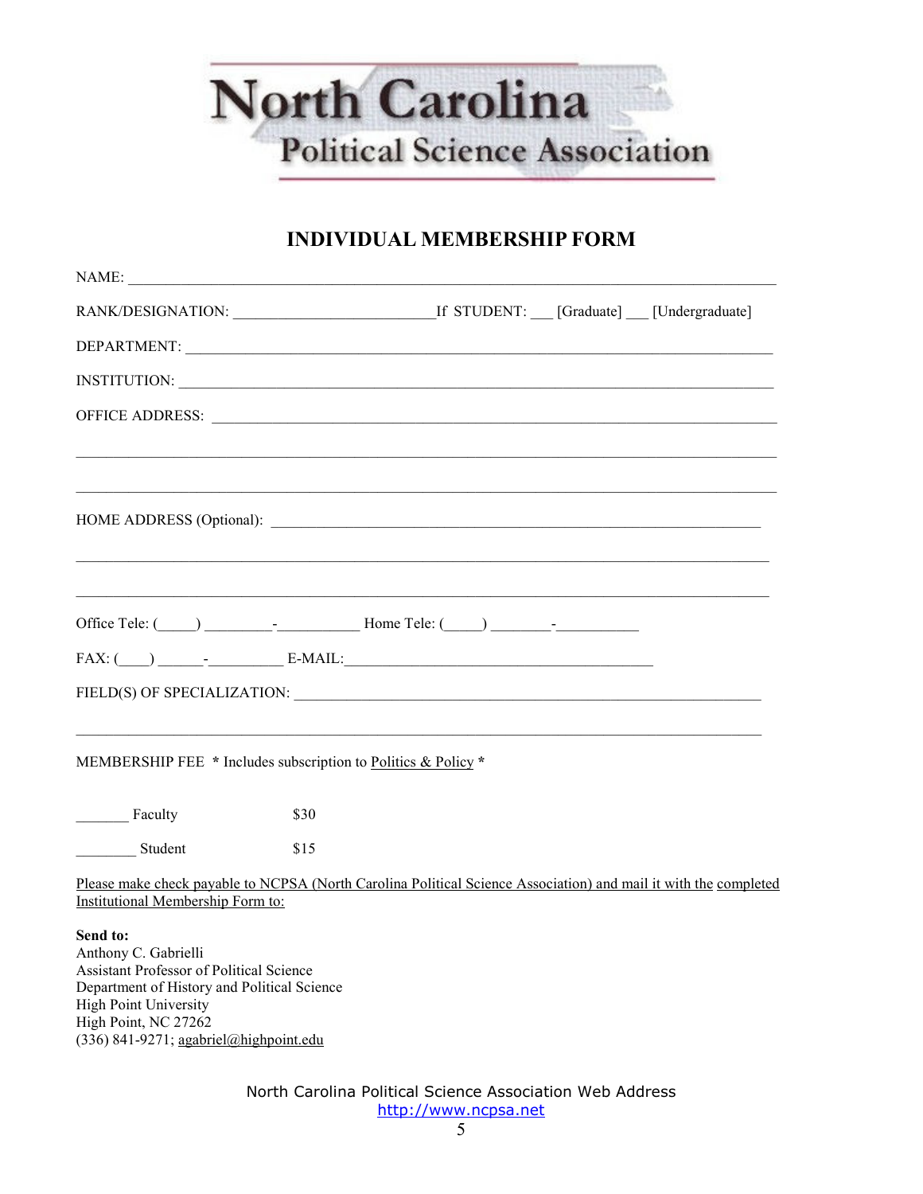# North Carolina

## Political Science Association

## INDIVIDUAL MEMBERSHIP FORM

NAME: ________________________________________________________________________________

RANK/DESIGNATION: __________________________If STUDENT: ___ [Graduate] ___ [Undergraduate]

DEPARTMENT: __________________________________________________________________________

INSTITUTION: __________________________________________________________________________

OFFICE ADDRESS: ______________________________________________________________________

______________________________________________________________________________________

______________________________________________________________________________________

HOME ADDRESS (Optional): ______________________________________________________________

______________________________________________________________________________________

______________________________________________________________________________________

Office Tele: (_____) _________-___________ Home Tele: (_____) ________-___________

FAX: (____) ______-__________ E-MAIL:________________________________________

FIELD(S) OF SPECIALIZATION: _________________________________________________________

______________________________________________________________________________________

MEMBERSHIP FEE * Includes subscription to Politics & Policy *

_______ Faculty $30

________ Student $15

Please make check payable to NCPSA (North Carolina Political Science Association) and mail it with the completed Institutional Membership Form to:

**Send to:**
Anthony C. Gabrielli
Assistant Professor of Political Science
Department of History and Political Science
High Point University
High Point, NC 27262
(336) 841-9271; agabriel@highpoint.edu

North Carolina Political Science Association Web Address
http://www.ncpsa.net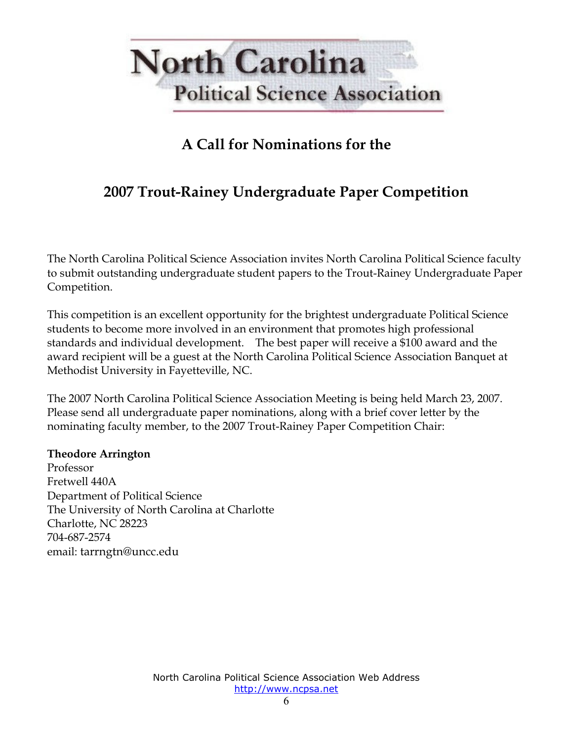# North Carolina
## Political Science Association

## A Call for Nominations for the

## 2007 Trout-Rainey Undergraduate Paper Competition

The North Carolina Political Science Association invites North Carolina Political Science faculty to submit outstanding undergraduate student papers to the Trout-Rainey Undergraduate Paper Competition.

This competition is an excellent opportunity for the brightest undergraduate Political Science students to become more involved in an environment that promotes high professional standards and individual development. The best paper will receive a $100 award and the award recipient will be a guest at the North Carolina Political Science Association Banquet at Methodist University in Fayetteville, NC.

The 2007 North Carolina Political Science Association Meeting is being held March 23, 2007. Please send all undergraduate paper nominations, along with a brief cover letter by the nominating faculty member, to the 2007 Trout-Rainey Paper Competition Chair:

**Theodore Arrington**
Professor
Fretwell 440A
Department of Political Science
The University of North Carolina at Charlotte
Charlotte, NC 28223
704-687-2574
email: tarrngtn@uncc.edu

North Carolina Political Science Association Web Address
http://www.ncpsa.net